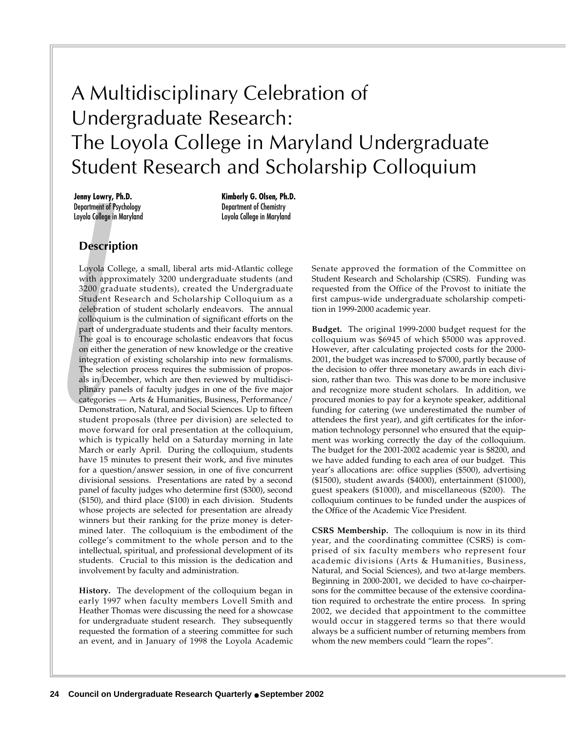# A Multidisciplinary Celebration of Undergraduate Research: The Loyola College in Maryland Undergraduate Student Research and Scholarship Colloquium

**Jenny Lowry, Ph.D.**
Department of Psychology
Loyola College in Maryland

**Kimberly G. Olsen, Ph.D.**
Department of Chemistry
Loyola College in Maryland

## Description

Loyola College, a small, liberal arts mid-Atlantic college with approximately 3200 undergraduate students (and 3200 graduate students), created the Undergraduate Student Research and Scholarship Colloquium as a celebration of student scholarly endeavors. The annual colloquium is the culmination of significant efforts on the part of undergraduate students and their faculty mentors. The goal is to encourage scholastic endeavors that focus on either the generation of new knowledge or the creative integration of existing scholarship into new formalisms. The selection process requires the submission of proposals in December, which are then reviewed by multidisciplinary panels of faculty judges in one of the five major categories — Arts & Humanities, Business, Performance/Demonstration, Natural, and Social Sciences. Up to fifteen student proposals (three per division) are selected to move forward for oral presentation at the colloquium, which is typically held on a Saturday morning in late March or early April. During the colloquium, students have 15 minutes to present their work, and five minutes for a question/answer session, in one of five concurrent divisional sessions. Presentations are rated by a second panel of faculty judges who determine first ($300), second ($150), and third place ($100) in each division. Students whose projects are selected for presentation are already winners but their ranking for the prize money is determined later. The colloquium is the embodiment of the college's commitment to the whole person and to the intellectual, spiritual, and professional development of its students. Crucial to this mission is the dedication and involvement by faculty and administration.

**History.** The development of the colloquium began in early 1997 when faculty members Lovell Smith and Heather Thomas were discussing the need for a showcase for undergraduate student research. They subsequently requested the formation of a steering committee for such an event, and in January of 1998 the Loyola Academic Senate approved the formation of the Committee on Student Research and Scholarship (CSRS). Funding was requested from the Office of the Provost to initiate the first campus-wide undergraduate scholarship competition in 1999-2000 academic year.

**Budget.** The original 1999-2000 budget request for the colloquium was $6945 of which $5000 was approved. However, after calculating projected costs for the 2000-2001, the budget was increased to $7000, partly because of the decision to offer three monetary awards in each division, rather than two. This was done to be more inclusive and recognize more student scholars. In addition, we procured monies to pay for a keynote speaker, additional funding for catering (we underestimated the number of attendees the first year), and gift certificates for the information technology personnel who ensured that the equipment was working correctly the day of the colloquium. The budget for the 2001-2002 academic year is $8200, and we have added funding to each area of our budget. This year's allocations are: office supplies ($500), advertising ($1500), student awards ($4000), entertainment ($1000), guest speakers ($1000), and miscellaneous ($200). The colloquium continues to be funded under the auspices of the Office of the Academic Vice President.

**CSRS Membership.** The colloquium is now in its third year, and the coordinating committee (CSRS) is comprised of six faculty members who represent four academic divisions (Arts & Humanities, Business, Natural, and Social Sciences), and two at-large members. Beginning in 2000-2001, we decided to have co-chairpersons for the committee because of the extensive coordination required to orchestrate the entire process. In spring 2002, we decided that appointment to the committee would occur in staggered terms so that there would always be a sufficient number of returning members from whom the new members could "learn the ropes".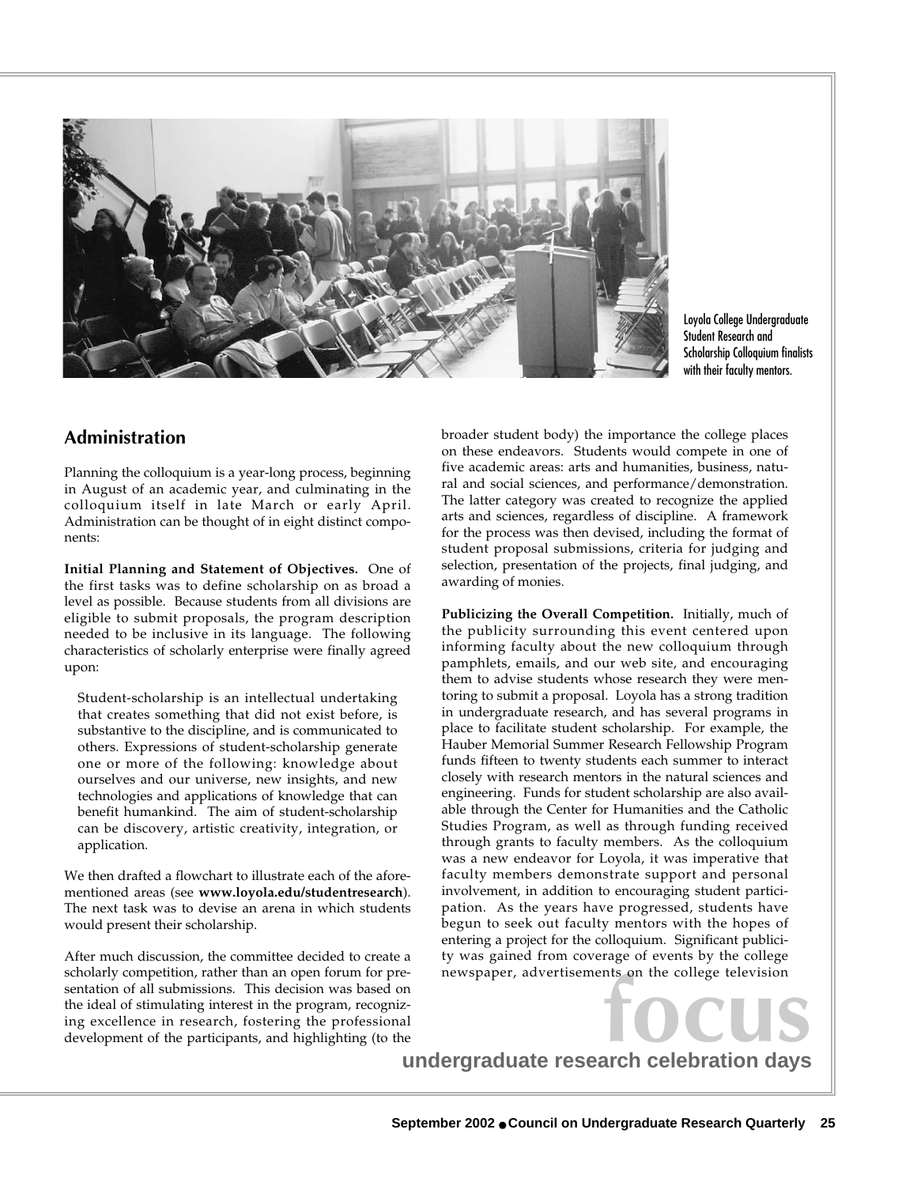Loyola College Undergraduate Student Research and Scholarship Colloquium finalists with their faculty mentors.

## Administration

Planning the colloquium is a year-long process, beginning in August of an academic year, and culminating in the colloquium itself in late March or early April. Administration can be thought of in eight distinct components:

**Initial Planning and Statement of Objectives.** One of the first tasks was to define scholarship on as broad a level as possible. Because students from all divisions are eligible to submit proposals, the program description needed to be inclusive in its language. The following characteristics of scholarly enterprise were finally agreed upon:

> Student-scholarship is an intellectual undertaking that creates something that did not exist before, is substantive to the discipline, and is communicated to others. Expressions of student-scholarship generate one or more of the following: knowledge about ourselves and our universe, new insights, and new technologies and applications of knowledge that can benefit humankind. The aim of student-scholarship can be discovery, artistic creativity, integration, or application.

We then drafted a flowchart to illustrate each of the aforementioned areas (see **www.loyola.edu/studentresearch**). The next task was to devise an arena in which students would present their scholarship.

After much discussion, the committee decided to create a scholarly competition, rather than an open forum for presentation of all submissions. This decision was based on the ideal of stimulating interest in the program, recognizing excellence in research, fostering the professional development of the participants, and highlighting (to the broader student body) the importance the college places on these endeavors. Students would compete in one of five academic areas: arts and humanities, business, natural and social sciences, and performance/demonstration. The latter category was created to recognize the applied arts and sciences, regardless of discipline. A framework for the process was then devised, including the format of student proposal submissions, criteria for judging and selection, presentation of the projects, final judging, and awarding of monies.

**Publicizing the Overall Competition.** Initially, much of the publicity surrounding this event centered upon informing faculty about the new colloquium through pamphlets, emails, and our web site, and encouraging them to advise students whose research they were mentoring to submit a proposal. Loyola has a strong tradition in undergraduate research, and has several programs in place to facilitate student scholarship. For example, the Hauber Memorial Summer Research Fellowship Program funds fifteen to twenty students each summer to interact closely with research mentors in the natural sciences and engineering. Funds for student scholarship are also available through the Center for Humanities and the Catholic Studies Program, as well as through funding received through grants to faculty members. As the colloquium was a new endeavor for Loyola, it was imperative that faculty members demonstrate support and personal involvement, in addition to encouraging student participation. As the years have progressed, students have begun to seek out faculty mentors with the hopes of entering a project for the colloquium. Significant publicity was gained from coverage of events by the college newspaper, advertisements on the college television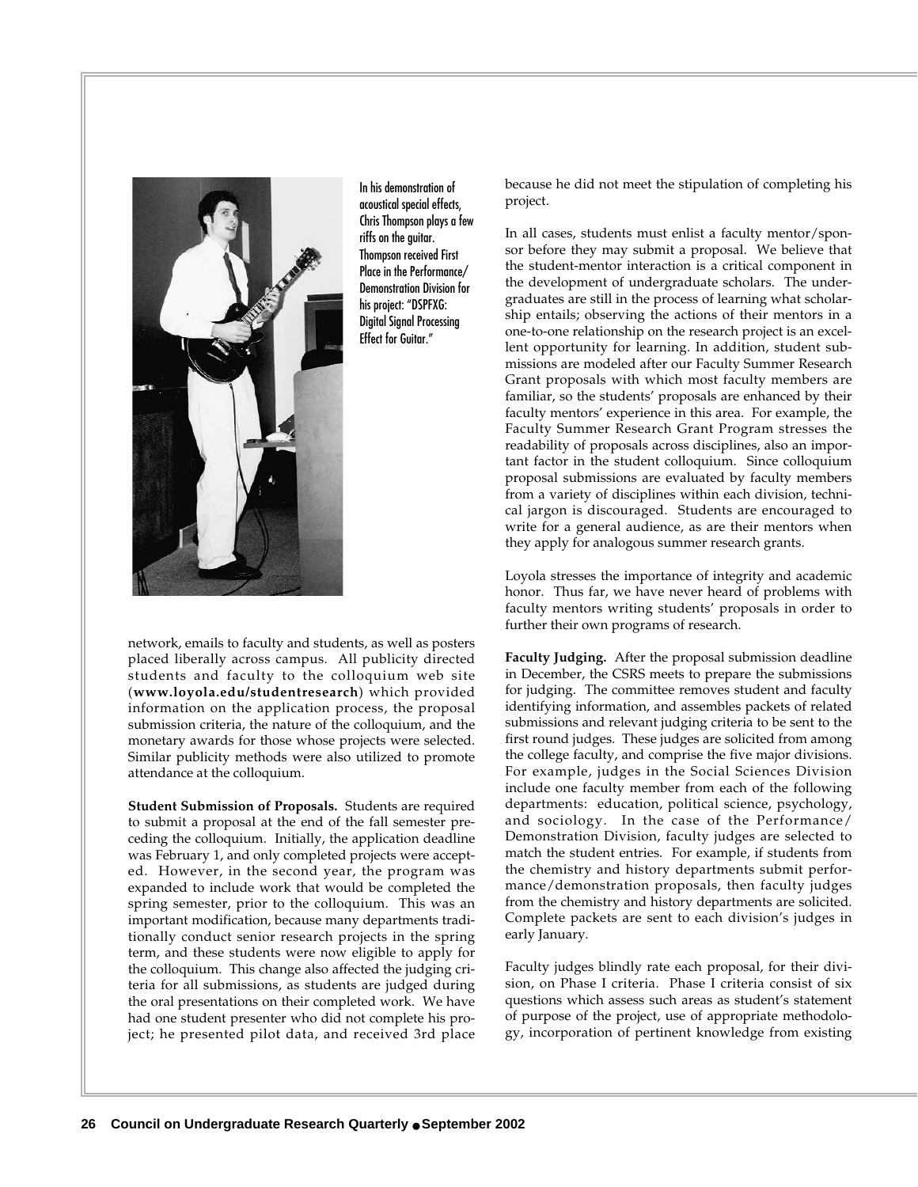In his demonstration of acoustical special effects, Chris Thompson plays a few riffs on the guitar. Thompson received First Place in the Performance/ Demonstration Division for his project: "DSPFXG: Digital Signal Processing Effect for Guitar."

network, emails to faculty and students, as well as posters placed liberally across campus. All publicity directed students and faculty to the colloquium web site (**www.loyola.edu/studentresearch**) which provided information on the application process, the proposal submission criteria, the nature of the colloquium, and the monetary awards for those whose projects were selected. Similar publicity methods were also utilized to promote attendance at the colloquium.

**Student Submission of Proposals.** Students are required to submit a proposal at the end of the fall semester preceding the colloquium. Initially, the application deadline was February 1, and only completed projects were accepted. However, in the second year, the program was expanded to include work that would be completed the spring semester, prior to the colloquium. This was an important modification, because many departments traditionally conduct senior research projects in the spring term, and these students were now eligible to apply for the colloquium. This change also affected the judging criteria for all submissions, as students are judged during the oral presentations on their completed work. We have had one student presenter who did not complete his project; he presented pilot data, and received 3rd place because he did not meet the stipulation of completing his project.

In all cases, students must enlist a faculty mentor/sponsor before they may submit a proposal. We believe that the student-mentor interaction is a critical component in the development of undergraduate scholars. The undergraduates are still in the process of learning what scholarship entails; observing the actions of their mentors in a one-to-one relationship on the research project is an excellent opportunity for learning. In addition, student submissions are modeled after our Faculty Summer Research Grant proposals with which most faculty members are familiar, so the students' proposals are enhanced by their faculty mentors' experience in this area. For example, the Faculty Summer Research Grant Program stresses the readability of proposals across disciplines, also an important factor in the student colloquium. Since colloquium proposal submissions are evaluated by faculty members from a variety of disciplines within each division, technical jargon is discouraged. Students are encouraged to write for a general audience, as are their mentors when they apply for analogous summer research grants.

Loyola stresses the importance of integrity and academic honor. Thus far, we have never heard of problems with faculty mentors writing students' proposals in order to further their own programs of research.

**Faculty Judging.** After the proposal submission deadline in December, the CSRS meets to prepare the submissions for judging. The committee removes student and faculty identifying information, and assembles packets of related submissions and relevant judging criteria to be sent to the first round judges. These judges are solicited from among the college faculty, and comprise the five major divisions. For example, judges in the Social Sciences Division include one faculty member from each of the following departments: education, political science, psychology, and sociology. In the case of the Performance/ Demonstration Division, faculty judges are selected to match the student entries. For example, if students from the chemistry and history departments submit performance/demonstration proposals, then faculty judges from the chemistry and history departments are solicited. Complete packets are sent to each division's judges in early January.

Faculty judges blindly rate each proposal, for their division, on Phase I criteria. Phase I criteria consist of six questions which assess such areas as student's statement of purpose of the project, use of appropriate methodology, incorporation of pertinent knowledge from existing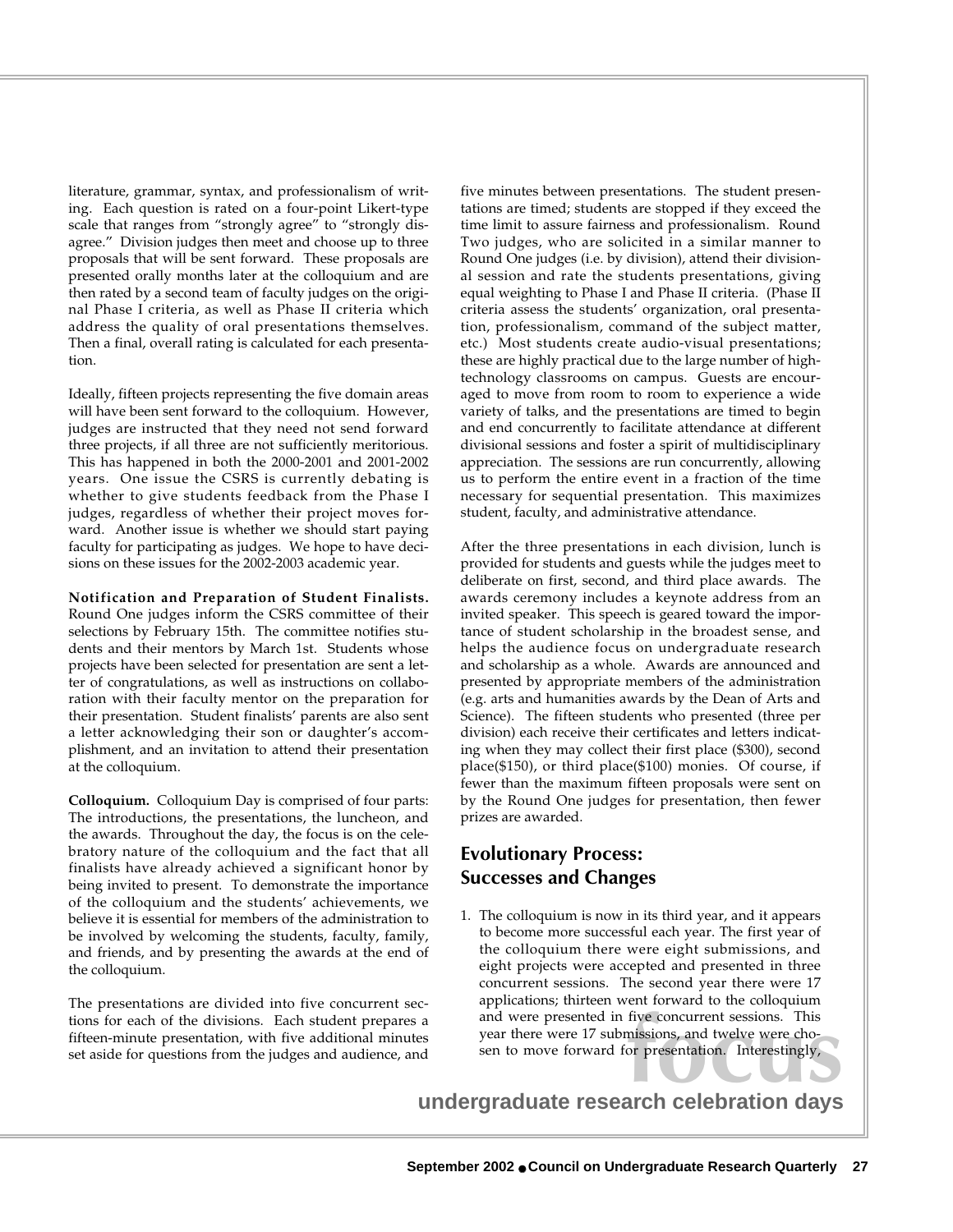literature, grammar, syntax, and professionalism of writing. Each question is rated on a four-point Likert-type scale that ranges from "strongly agree" to "strongly disagree." Division judges then meet and choose up to three proposals that will be sent forward. These proposals are presented orally months later at the colloquium and are then rated by a second team of faculty judges on the original Phase I criteria, as well as Phase II criteria which address the quality of oral presentations themselves. Then a final, overall rating is calculated for each presentation.

Ideally, fifteen projects representing the five domain areas will have been sent forward to the colloquium. However, judges are instructed that they need not send forward three projects, if all three are not sufficiently meritorious. This has happened in both the 2000-2001 and 2001-2002 years. One issue the CSRS is currently debating is whether to give students feedback from the Phase I judges, regardless of whether their project moves forward. Another issue is whether we should start paying faculty for participating as judges. We hope to have decisions on these issues for the 2002-2003 academic year.

**Notification and Preparation of Student Finalists.** Round One judges inform the CSRS committee of their selections by February 15th. The committee notifies students and their mentors by March 1st. Students whose projects have been selected for presentation are sent a letter of congratulations, as well as instructions on collaboration with their faculty mentor on the preparation for their presentation. Student finalists' parents are also sent a letter acknowledging their son or daughter's accomplishment, and an invitation to attend their presentation at the colloquium.

**Colloquium.** Colloquium Day is comprised of four parts: The introductions, the presentations, the luncheon, and the awards. Throughout the day, the focus is on the celebratory nature of the colloquium and the fact that all finalists have already achieved a significant honor by being invited to present. To demonstrate the importance of the colloquium and the students' achievements, we believe it is essential for members of the administration to be involved by welcoming the students, faculty, family, and friends, and by presenting the awards at the end of the colloquium.

The presentations are divided into five concurrent sections for each of the divisions. Each student prepares a fifteen-minute presentation, with five additional minutes set aside for questions from the judges and audience, and five minutes between presentations. The student presentations are timed; students are stopped if they exceed the time limit to assure fairness and professionalism. Round Two judges, who are solicited in a similar manner to Round One judges (i.e. by division), attend their divisional session and rate the students presentations, giving equal weighting to Phase I and Phase II criteria. (Phase II criteria assess the students' organization, oral presentation, professionalism, command of the subject matter, etc.) Most students create audio-visual presentations; these are highly practical due to the large number of high-technology classrooms on campus. Guests are encouraged to move from room to room to experience a wide variety of talks, and the presentations are timed to begin and end concurrently to facilitate attendance at different divisional sessions and foster a spirit of multidisciplinary appreciation. The sessions are run concurrently, allowing us to perform the entire event in a fraction of the time necessary for sequential presentation. This maximizes student, faculty, and administrative attendance.

After the three presentations in each division, lunch is provided for students and guests while the judges meet to deliberate on first, second, and third place awards. The awards ceremony includes a keynote address from an invited speaker. This speech is geared toward the importance of student scholarship in the broadest sense, and helps the audience focus on undergraduate research and scholarship as a whole. Awards are announced and presented by appropriate members of the administration (e.g. arts and humanities awards by the Dean of Arts and Science). The fifteen students who presented (three per division) each receive their certificates and letters indicating when they may collect their first place ($300), second place($150), or third place($100) monies. Of course, if fewer than the maximum fifteen proposals were sent on by the Round One judges for presentation, then fewer prizes are awarded.

## Evolutionary Process: Successes and Changes

1. The colloquium is now in its third year, and it appears to become more successful each year. The first year of the colloquium there were eight submissions, and eight projects were accepted and presented in three concurrent sessions. The second year there were 17 applications; thirteen went forward to the colloquium and were presented in five concurrent sessions. This year there were 17 submissions, and twelve were chosen to move forward for presentation. Interestingly,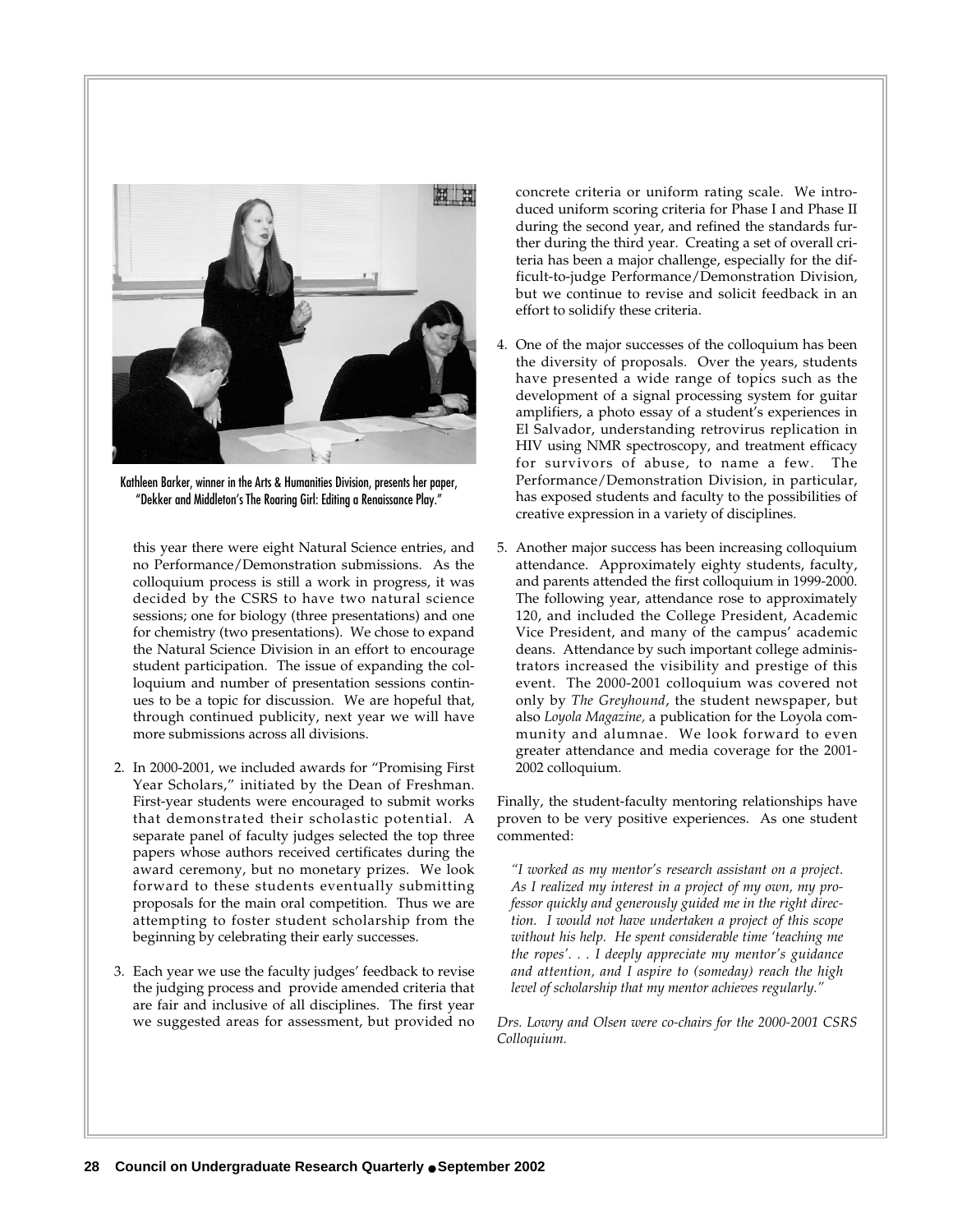Kathleen Barker, winner in the Arts & Humanities Division, presents her paper, "Dekker and Middleton's The Roaring Girl: Editing a Renaissance Play."

this year there were eight Natural Science entries, and no Performance/Demonstration submissions. As the colloquium process is still a work in progress, it was decided by the CSRS to have two natural science sessions; one for biology (three presentations) and one for chemistry (two presentations). We chose to expand the Natural Science Division in an effort to encourage student participation. The issue of expanding the colloquium and number of presentation sessions continues to be a topic for discussion. We are hopeful that, through continued publicity, next year we will have more submissions across all divisions.

2. In 2000-2001, we included awards for "Promising First Year Scholars," initiated by the Dean of Freshman. First-year students were encouraged to submit works that demonstrated their scholastic potential. A separate panel of faculty judges selected the top three papers whose authors received certificates during the award ceremony, but no monetary prizes. We look forward to these students eventually submitting proposals for the main oral competition. Thus we are attempting to foster student scholarship from the beginning by celebrating their early successes.

3. Each year we use the faculty judges' feedback to revise the judging process and provide amended criteria that are fair and inclusive of all disciplines. The first year we suggested areas for assessment, but provided no concrete criteria or uniform rating scale. We introduced uniform scoring criteria for Phase I and Phase II during the second year, and refined the standards further during the third year. Creating a set of overall criteria has been a major challenge, especially for the difficult-to-judge Performance/Demonstration Division, but we continue to revise and solicit feedback in an effort to solidify these criteria.

4. One of the major successes of the colloquium has been the diversity of proposals. Over the years, students have presented a wide range of topics such as the development of a signal processing system for guitar amplifiers, a photo essay of a student's experiences in El Salvador, understanding retrovirus replication in HIV using NMR spectroscopy, and treatment efficacy for survivors of abuse, to name a few. The Performance/Demonstration Division, in particular, has exposed students and faculty to the possibilities of creative expression in a variety of disciplines.

5. Another major success has been increasing colloquium attendance. Approximately eighty students, faculty, and parents attended the first colloquium in 1999-2000. The following year, attendance rose to approximately 120, and included the College President, Academic Vice President, and many of the campus' academic deans. Attendance by such important college administrators increased the visibility and prestige of this event. The 2000-2001 colloquium was covered not only by *The Greyhound*, the student newspaper, but also *Loyola Magazine*, a publication for the Loyola community and alumnae. We look forward to even greater attendance and media coverage for the 2001-2002 colloquium.

Finally, the student-faculty mentoring relationships have proven to be very positive experiences. As one student commented:

> *"I worked as my mentor's research assistant on a project. As I realized my interest in a project of my own, my professor quickly and generously guided me in the right direction. I would not have undertaken a project of this scope without his help. He spent considerable time 'teaching me the ropes'. . . I deeply appreciate my mentor's guidance and attention, and I aspire to (someday) reach the high level of scholarship that my mentor achieves regularly."*

*Drs. Lowry and Olsen were co-chairs for the 2000-2001 CSRS Colloquium.*